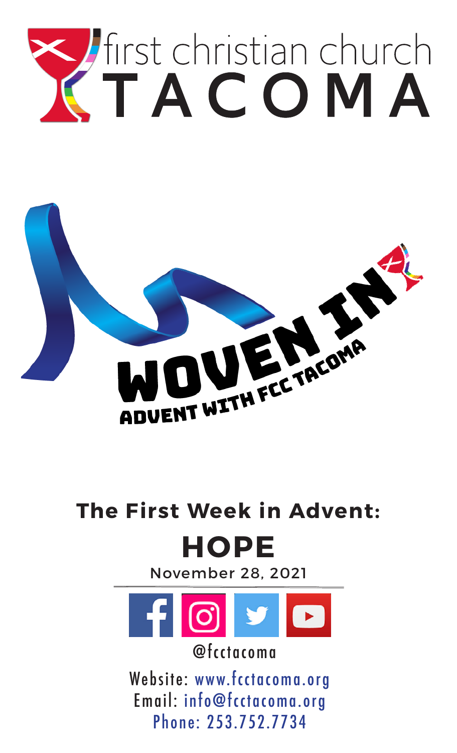# first christian church TACOMA

# WOVEN IN

ADVENT WITH FCC TACOMA

## The First Week in Advent:

# HOPE

November 28, 2021

@fcctacoma

Website: www.fcctacoma.org
Email: info@fcctacoma.org
Phone: 253.752.7734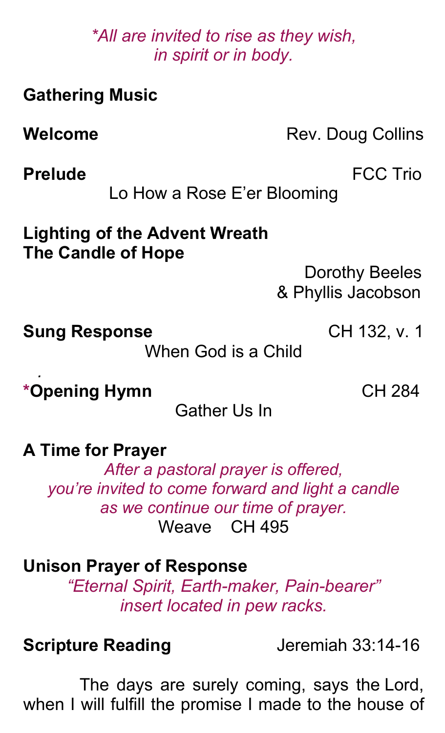*\*All are invited to rise as they wish, in spirit or in body.*

**Gathering Music**

**Welcome** Rev. Doug Collins

**Prelude** FCC Trio

Lo How a Rose E'er Blooming

**Lighting of the Advent Wreath**
**The Candle of Hope**

Dorothy Beeles & Phyllis Jacobson

**Sung Response** CH 132, v. 1

When God is a Child

**\*Opening Hymn** CH 284

Gather Us In

**A Time for Prayer**

*After a pastoral prayer is offered, you're invited to come forward and light a candle as we continue our time of prayer.*

Weave CH 495

**Unison Prayer of Response**

*"Eternal Spirit, Earth-maker, Pain-bearer" insert located in pew racks.*

**Scripture Reading** Jeremiah 33:14-16

The days are surely coming, says the Lord, when I will fulfill the promise I made to the house of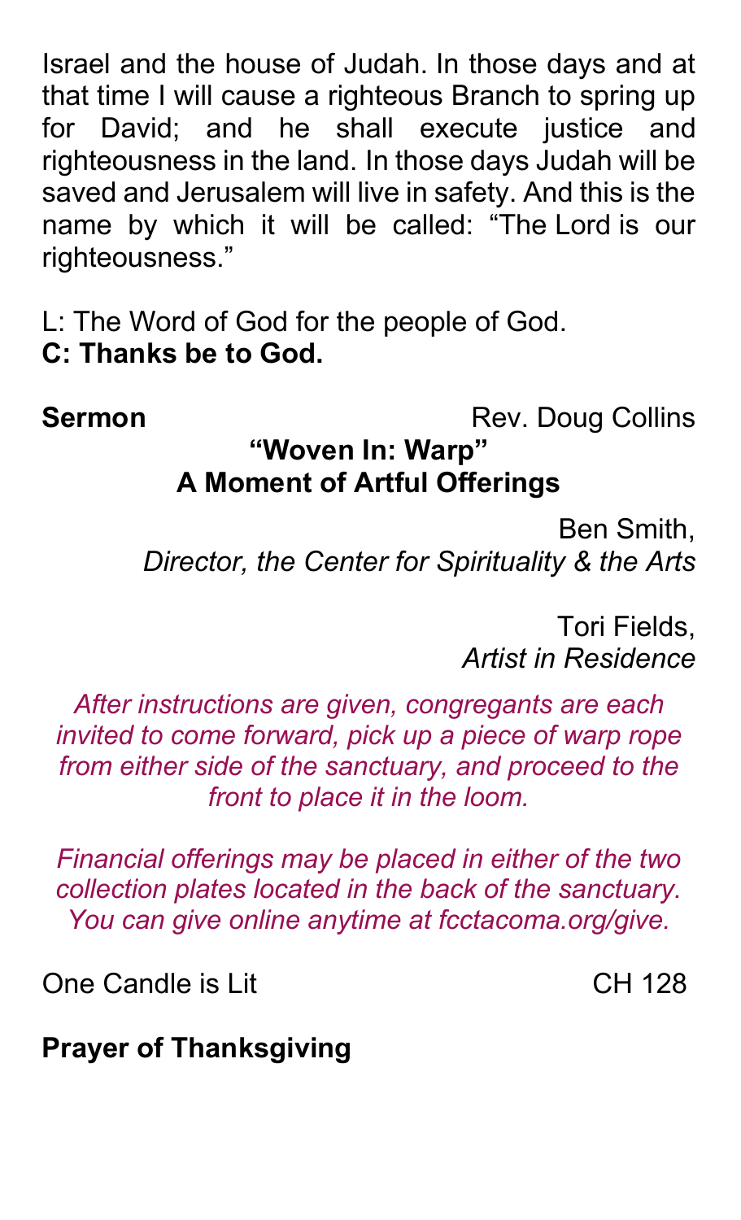Israel and the house of Judah. In those days and at that time I will cause a righteous Branch to spring up for David; and he shall execute justice and righteousness in the land. In those days Judah will be saved and Jerusalem will live in safety. And this is the name by which it will be called: "The Lord is our righteousness."

L: The Word of God for the people of God.
**C: Thanks be to God.**

**Sermon** Rev. Doug Collins

**"Woven In: Warp"**

**A Moment of Artful Offerings**

Ben Smith,
*Director, the Center for Spirituality & the Arts*

Tori Fields,
*Artist in Residence*

*After instructions are given, congregants are each invited to come forward, pick up a piece of warp rope from either side of the sanctuary, and proceed to the front to place it in the loom.*

*Financial offerings may be placed in either of the two collection plates located in the back of the sanctuary. You can give online anytime at fcctacoma.org/give.*

One Candle is Lit CH 128

**Prayer of Thanksgiving**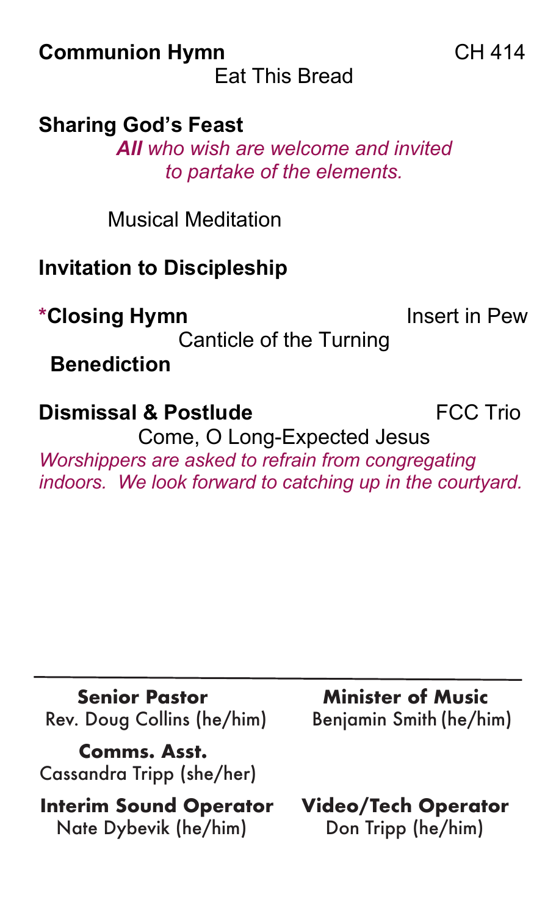**Communion Hymn** CH 414

Eat This Bread

**Sharing God's Feast**

***All*** *who wish are welcome and invited to partake of the elements.*

Musical Meditation

**Invitation to Discipleship**

***Closing Hymn** Insert in Pew

Canticle of the Turning

**Benediction**

**Dismissal & Postlude** FCC Trio

Come, O Long-Expected Jesus

*Worshippers are asked to refrain from congregating indoors. We look forward to catching up in the courtyard.*

---

**Senior Pastor**
Rev. Doug Collins (he/him)

**Minister of Music**
Benjamin Smith (he/him)

**Comms. Asst.**
Cassandra Tripp (she/her)

**Interim Sound Operator**
Nate Dybevik (he/him)

**Video/Tech Operator**
Don Tripp (he/him)